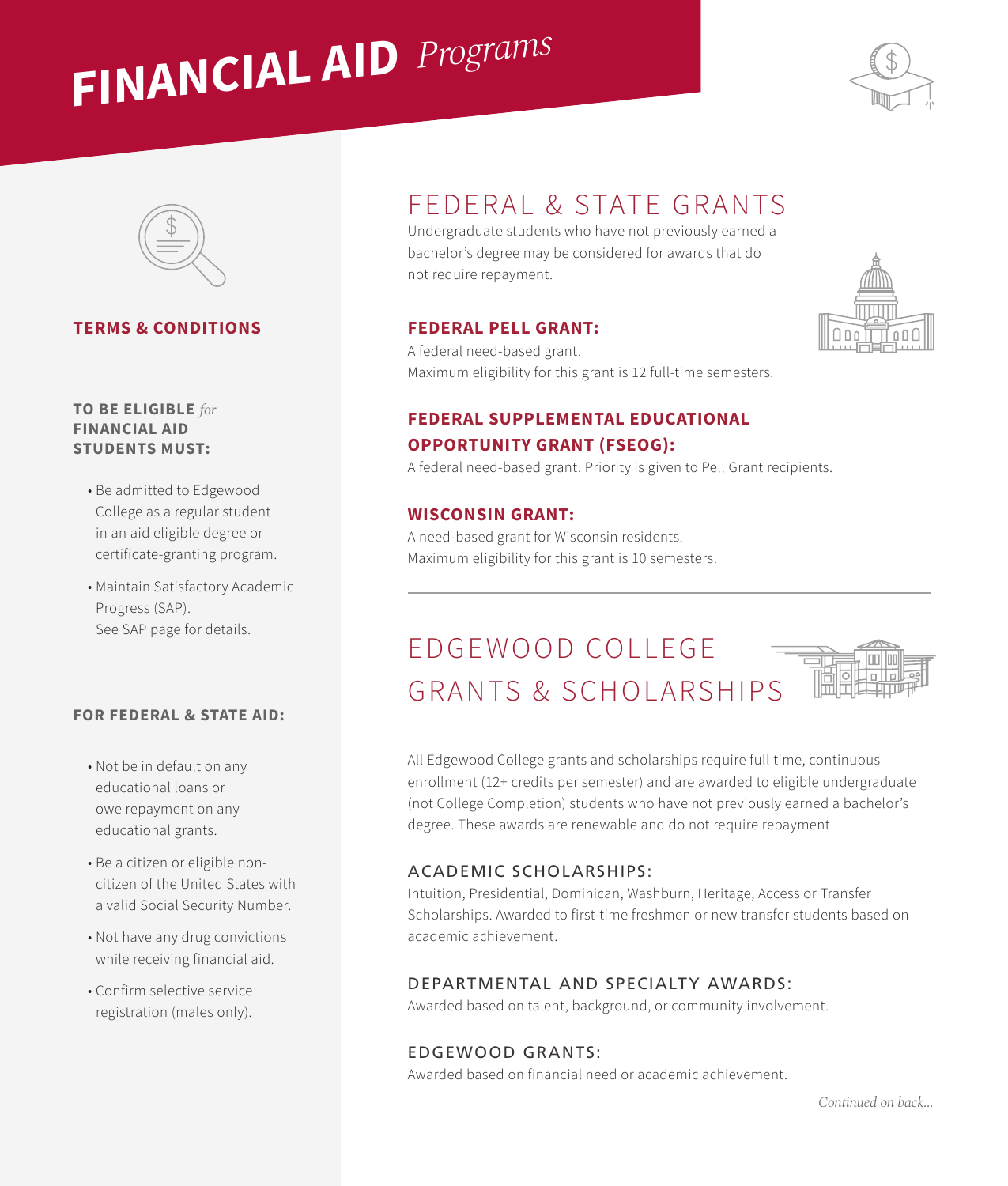# FINANCIAL AID *Programs*

## TERMS & CONDITIONS

### TO BE ELIGIBLE *for* FINANCIAL AID STUDENTS MUST:

- Be admitted to Edgewood College as a regular student in an aid eligible degree or certificate-granting program.
- Maintain Satisfactory Academic Progress (SAP). See SAP page for details.

### FOR FEDERAL & STATE AID:

- Not be in default on any educational loans or owe repayment on any educational grants.
- Be a citizen or eligible non-citizen of the United States with a valid Social Security Number.
- Not have any drug convictions while receiving financial aid.
- Confirm selective service registration (males only).

## FEDERAL & STATE GRANTS

Undergraduate students who have not previously earned a bachelor's degree may be considered for awards that do not require repayment.

### FEDERAL PELL GRANT:

A federal need-based grant.
Maximum eligibility for this grant is 12 full-time semesters.

### FEDERAL SUPPLEMENTAL EDUCATIONAL OPPORTUNITY GRANT (FSEOG):

A federal need-based grant. Priority is given to Pell Grant recipients.

### WISCONSIN GRANT:

A need-based grant for Wisconsin residents.
Maximum eligibility for this grant is 10 semesters.

---

## EDGEWOOD COLLEGE GRANTS & SCHOLARSHIPS

All Edgewood College grants and scholarships require full time, continuous enrollment (12+ credits per semester) and are awarded to eligible undergraduate (not College Completion) students who have not previously earned a bachelor's degree. These awards are renewable and do not require repayment.

### ACADEMIC SCHOLARSHIPS:

Intuition, Presidential, Dominican, Washburn, Heritage, Access or Transfer Scholarships. Awarded to first-time freshmen or new transfer students based on academic achievement.

### DEPARTMENTAL AND SPECIALTY AWARDS:

Awarded based on talent, background, or community involvement.

### EDGEWOOD GRANTS:

Awarded based on financial need or academic achievement.

*Continued on back...*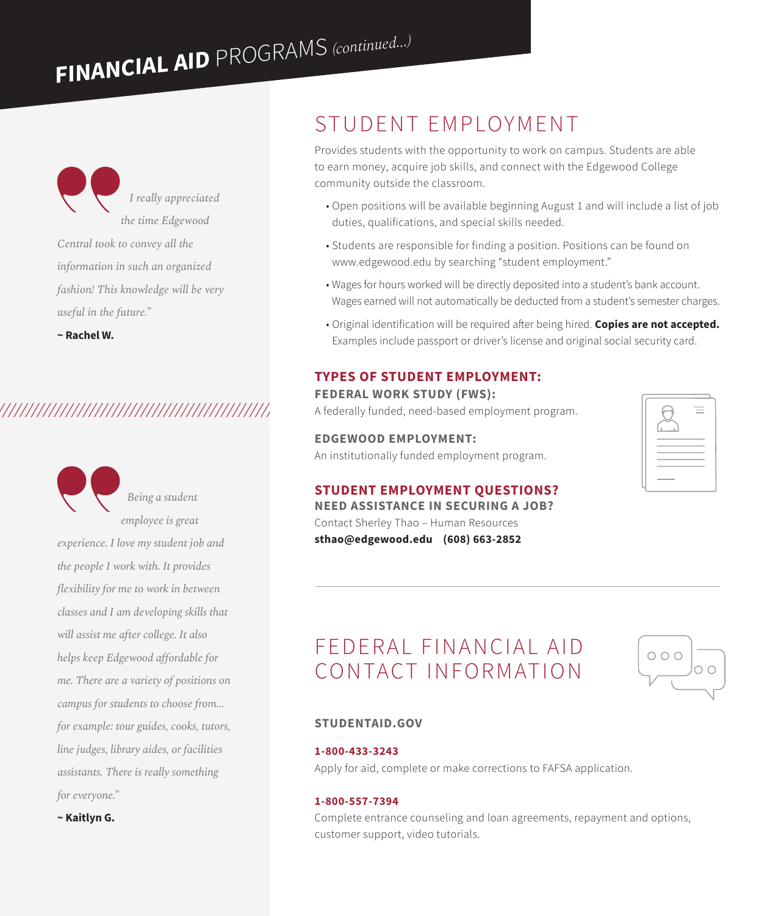# **FINANCIAL AID** PROGRAMS *(continued...)*

*"I really appreciated the time Edgewood Central took to convey all the information in such an organized fashion! This knowledge will be very useful in the future."*

**~ Rachel W.**

*"Being a student employee is great experience. I love my student job and the people I work with. It provides flexibility for me to work in between classes and I am developing skills that will assist me after college. It also helps keep Edgewood affordable for me. There are a variety of positions on campus for students to choose from... for example: tour guides, cooks, tutors, line judges, library aides, or facilities assistants. There is really something for everyone."*

**~ Kaitlyn G.**

## STUDENT EMPLOYMENT

Provides students with the opportunity to work on campus. Students are able to earn money, acquire job skills, and connect with the Edgewood College community outside the classroom.

- Open positions will be available beginning August 1 and will include a list of job duties, qualifications, and special skills needed.
- Students are responsible for finding a position. Positions can be found on www.edgewood.edu by searching "student employment."
- Wages for hours worked will be directly deposited into a student's bank account. Wages earned will not automatically be deducted from a student's semester charges.
- Original identification will be required after being hired. **Copies are not accepted.** Examples include passport or driver's license and original social security card.

### TYPES OF STUDENT EMPLOYMENT:

**FEDERAL WORK STUDY (FWS):**
A federally funded, need-based employment program.

**EDGEWOOD EMPLOYMENT:**
An institutionally funded employment program.

### STUDENT EMPLOYMENT QUESTIONS?

**NEED ASSISTANCE IN SECURING A JOB?**
Contact Sherley Thao – Human Resources
**sthao@edgewood.edu (608) 663-2852**

## FEDERAL FINANCIAL AID CONTACT INFORMATION

**STUDENTAID.GOV**

**1-800-433-3243**
Apply for aid, complete or make corrections to FAFSA application.

**1-800-557-7394**
Complete entrance counseling and loan agreements, repayment and options, customer support, video tutorials.